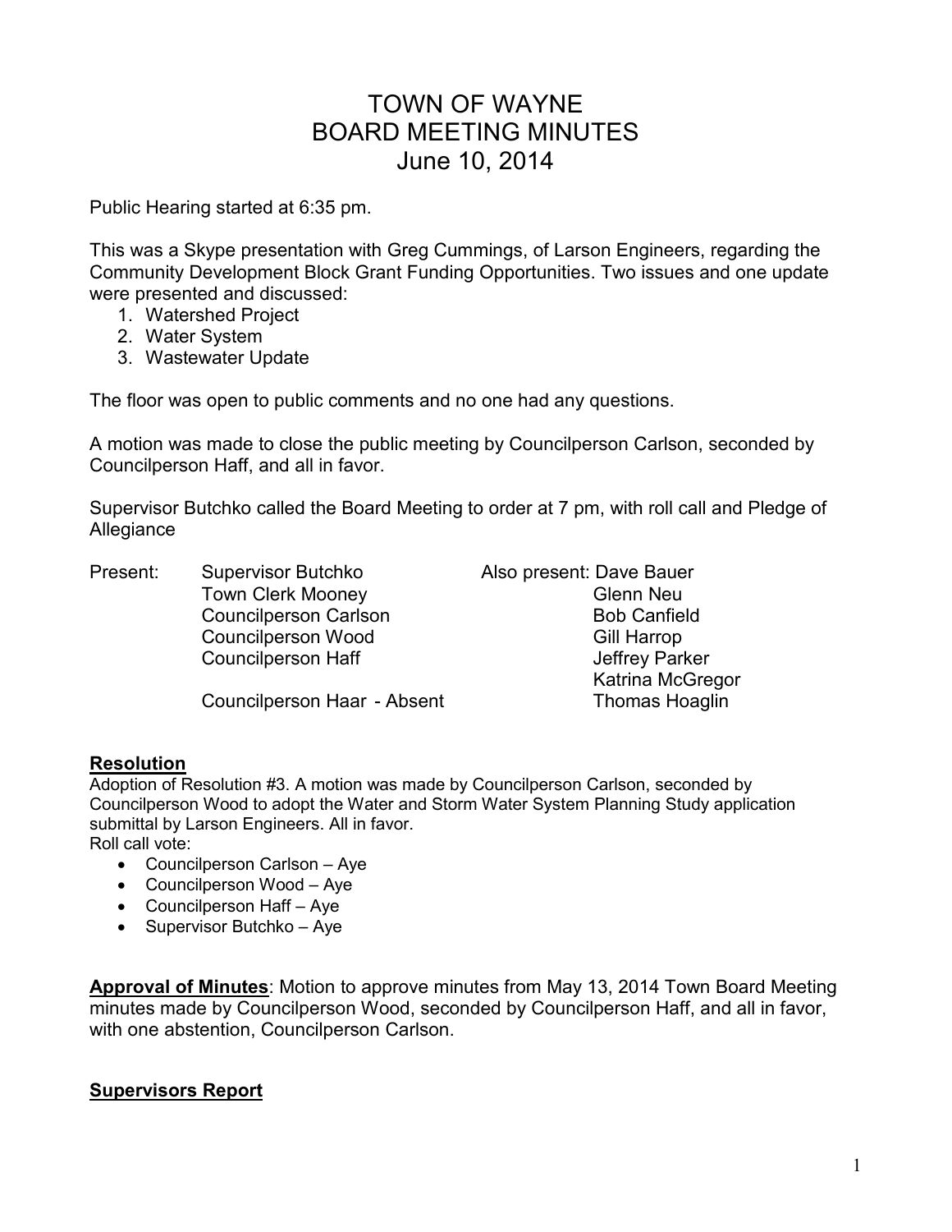# TOWN OF WAYNE
# BOARD MEETING MINUTES
# June 10, 2014

Public Hearing started at 6:35 pm.

This was a Skype presentation with Greg Cummings, of Larson Engineers, regarding the Community Development Block Grant Funding Opportunities. Two issues and one update were presented and discussed:

1. Watershed Project
2. Water System
3. Wastewater Update

The floor was open to public comments and no one had any questions.

A motion was made to close the public meeting by Councilperson Carlson, seconded by Councilperson Haff, and all in favor.

Supervisor Butchko called the Board Meeting to order at 7 pm, with roll call and Pledge of Allegiance

| Present: | | Also present: |
|---|---|---|
| | Supervisor Butchko | Dave Bauer |
| | Town Clerk Mooney | Glenn Neu |
| | Councilperson Carlson | Bob Canfield |
| | Councilperson Wood | Gill Harrop |
| | Councilperson Haff | Jeffrey Parker |
| | | Katrina McGregor |
| | Councilperson Haar - Absent | Thomas Hoaglin |

**Resolution**

Adoption of Resolution #3. A motion was made by Councilperson Carlson, seconded by Councilperson Wood to adopt the Water and Storm Water System Planning Study application submittal by Larson Engineers. All in favor.

Roll call vote:

- Councilperson Carlson – Aye
- Councilperson Wood – Aye
- Councilperson Haff – Aye
- Supervisor Butchko – Aye

**Approval of Minutes**: Motion to approve minutes from May 13, 2014 Town Board Meeting minutes made by Councilperson Wood, seconded by Councilperson Haff, and all in favor, with one abstention, Councilperson Carlson.

**Supervisors Report**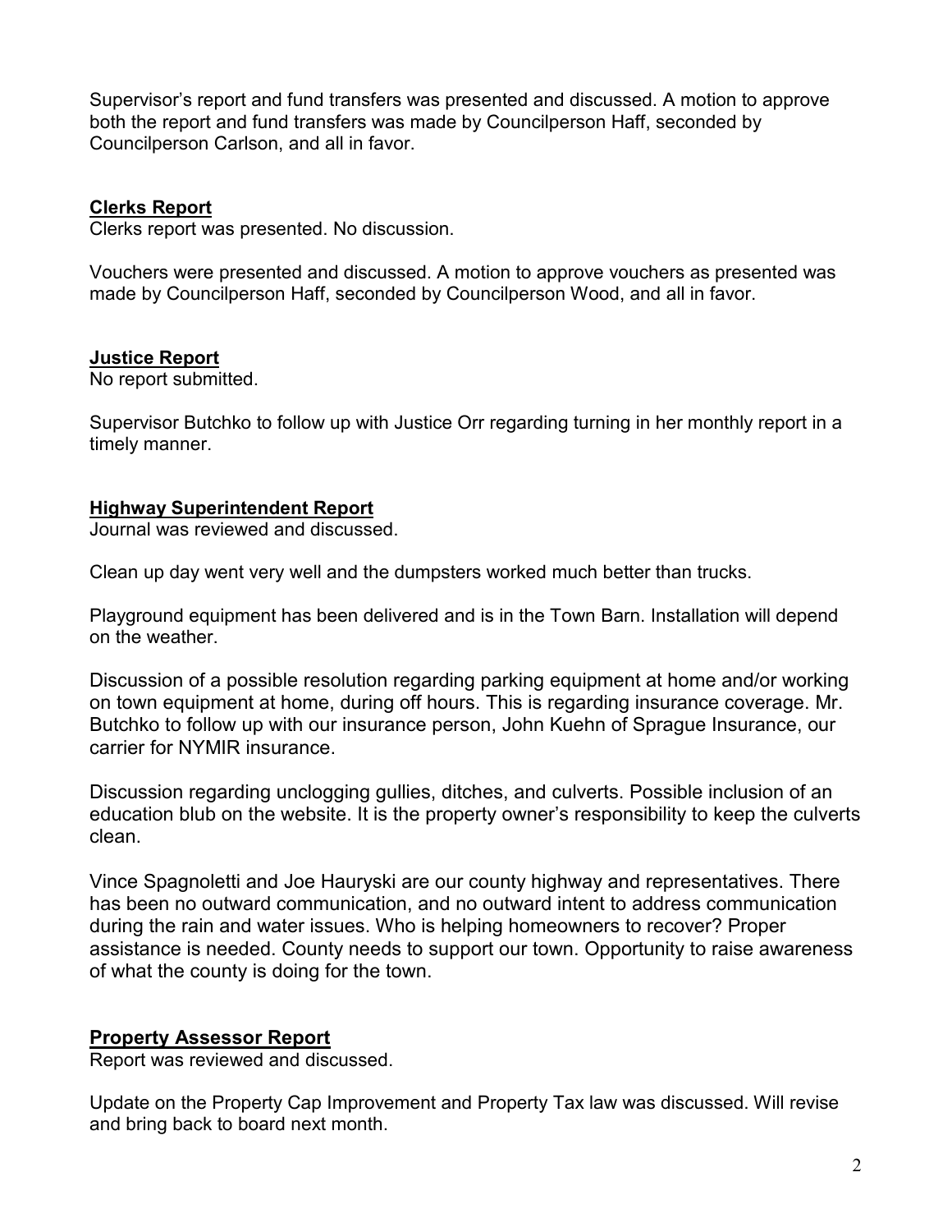Supervisor's report and fund transfers was presented and discussed. A motion to approve both the report and fund transfers was made by Councilperson Haff, seconded by Councilperson Carlson, and all in favor.

## Clerks Report

Clerks report was presented. No discussion.

Vouchers were presented and discussed. A motion to approve vouchers as presented was made by Councilperson Haff, seconded by Councilperson Wood, and all in favor.

## Justice Report

No report submitted.

Supervisor Butchko to follow up with Justice Orr regarding turning in her monthly report in a timely manner.

## Highway Superintendent Report

Journal was reviewed and discussed.

Clean up day went very well and the dumpsters worked much better than trucks.

Playground equipment has been delivered and is in the Town Barn. Installation will depend on the weather.

Discussion of a possible resolution regarding parking equipment at home and/or working on town equipment at home, during off hours. This is regarding insurance coverage. Mr. Butchko to follow up with our insurance person, John Kuehn of Sprague Insurance, our carrier for NYMIR insurance.

Discussion regarding unclogging gullies, ditches, and culverts. Possible inclusion of an education blub on the website. It is the property owner's responsibility to keep the culverts clean.

Vince Spagnoletti and Joe Hauryski are our county highway and representatives. There has been no outward communication, and no outward intent to address communication during the rain and water issues. Who is helping homeowners to recover? Proper assistance is needed. County needs to support our town. Opportunity to raise awareness of what the county is doing for the town.

## Property Assessor Report

Report was reviewed and discussed.

Update on the Property Cap Improvement and Property Tax law was discussed. Will revise and bring back to board next month.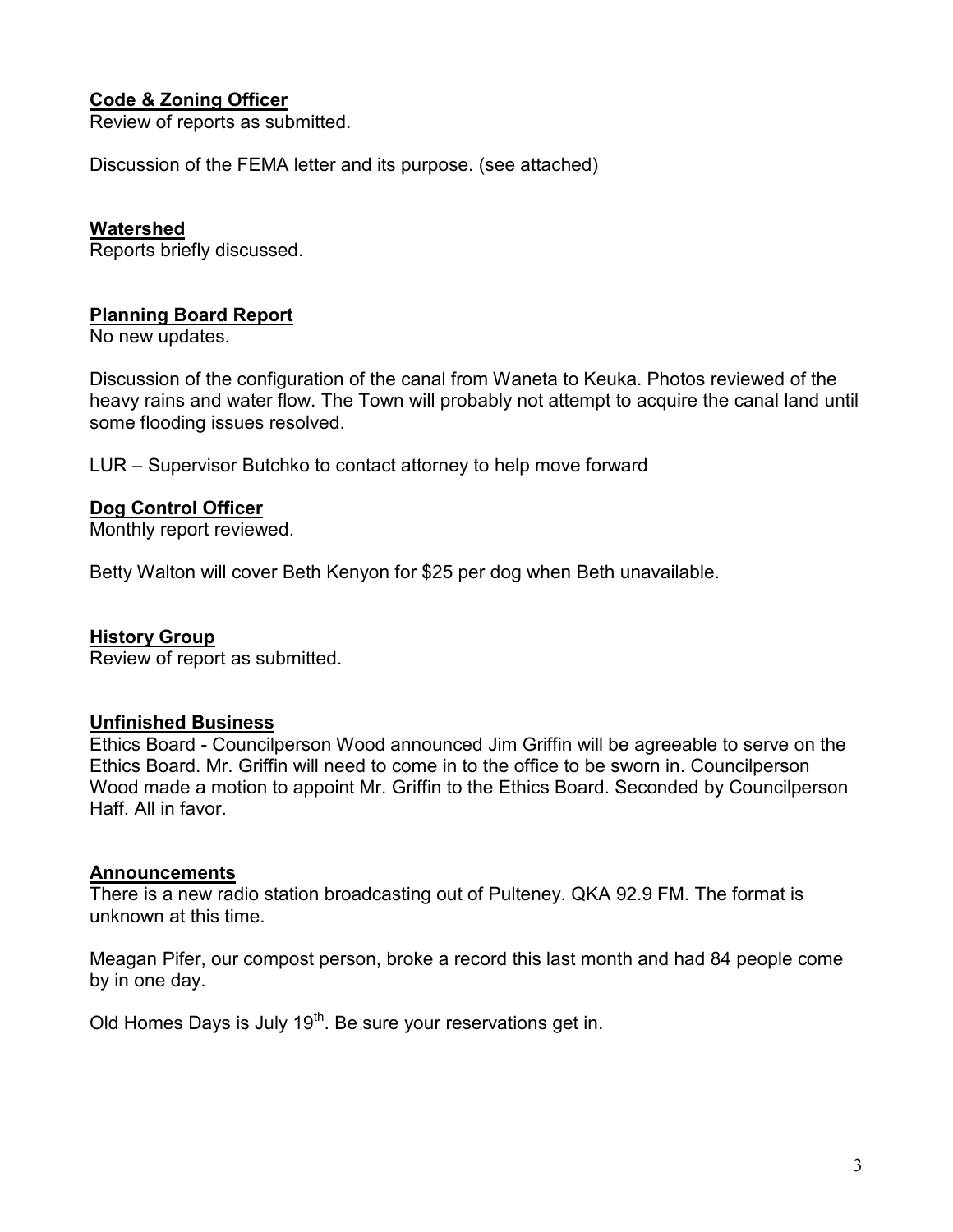**Code & Zoning Officer**
Review of reports as submitted.

Discussion of the FEMA letter and its purpose. (see attached)

**Watershed**
Reports briefly discussed.

**Planning Board Report**
No new updates.

Discussion of the configuration of the canal from Waneta to Keuka. Photos reviewed of the heavy rains and water flow. The Town will probably not attempt to acquire the canal land until some flooding issues resolved.

LUR – Supervisor Butchko to contact attorney to help move forward

**Dog Control Officer**
Monthly report reviewed.

Betty Walton will cover Beth Kenyon for $25 per dog when Beth unavailable.

**History Group**
Review of report as submitted.

**Unfinished Business**
Ethics Board - Councilperson Wood announced Jim Griffin will be agreeable to serve on the Ethics Board. Mr. Griffin will need to come in to the office to be sworn in. Councilperson Wood made a motion to appoint Mr. Griffin to the Ethics Board. Seconded by Councilperson Haff. All in favor.

**Announcements**
There is a new radio station broadcasting out of Pulteney. QKA 92.9 FM. The format is unknown at this time.

Meagan Pifer, our compost person, broke a record this last month and had 84 people come by in one day.

Old Homes Days is July 19th. Be sure your reservations get in.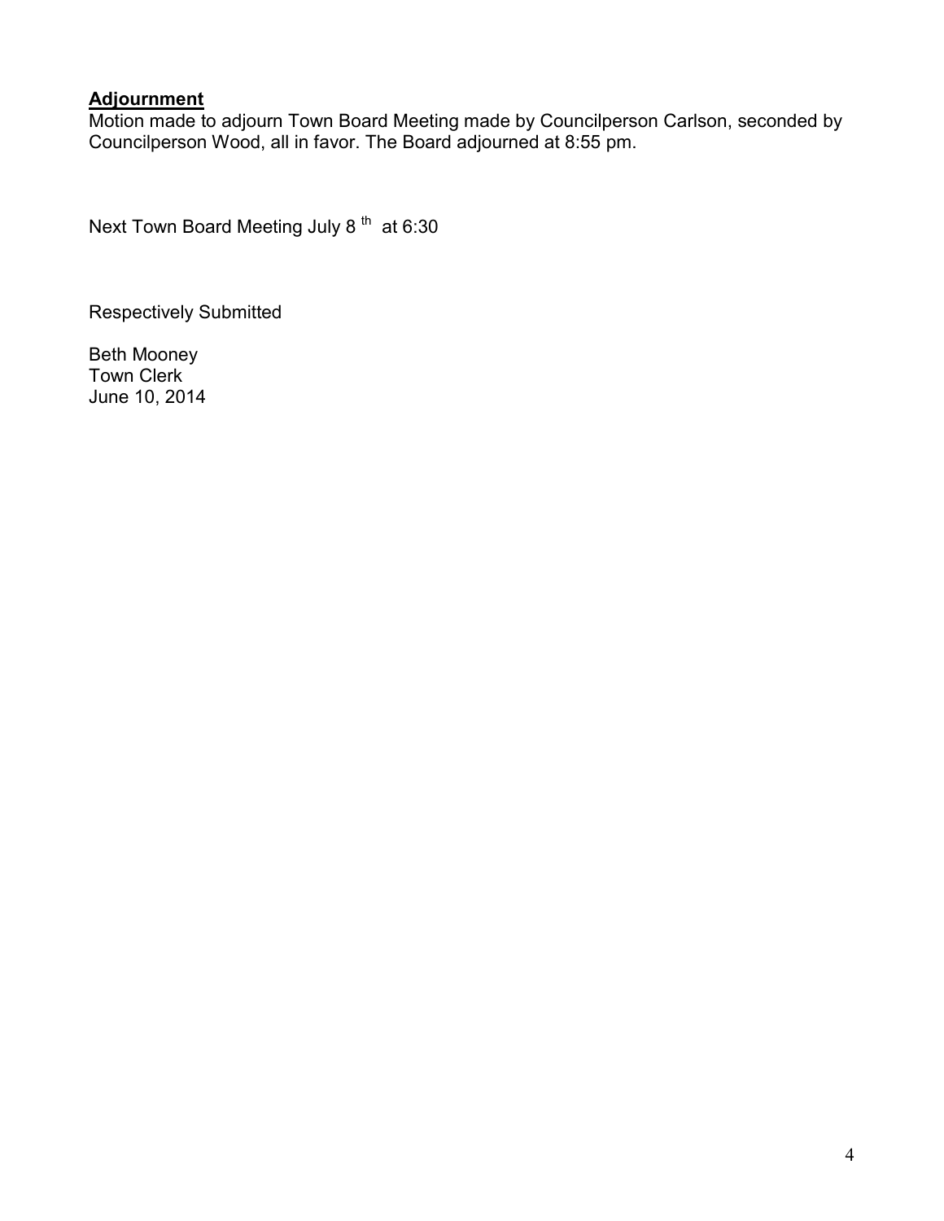**Adjournment**

Motion made to adjourn Town Board Meeting made by Councilperson Carlson, seconded by Councilperson Wood, all in favor. The Board adjourned at 8:55 pm.

Next Town Board Meeting July 8th at 6:30

Respectively Submitted

Beth Mooney
Town Clerk
June 10, 2014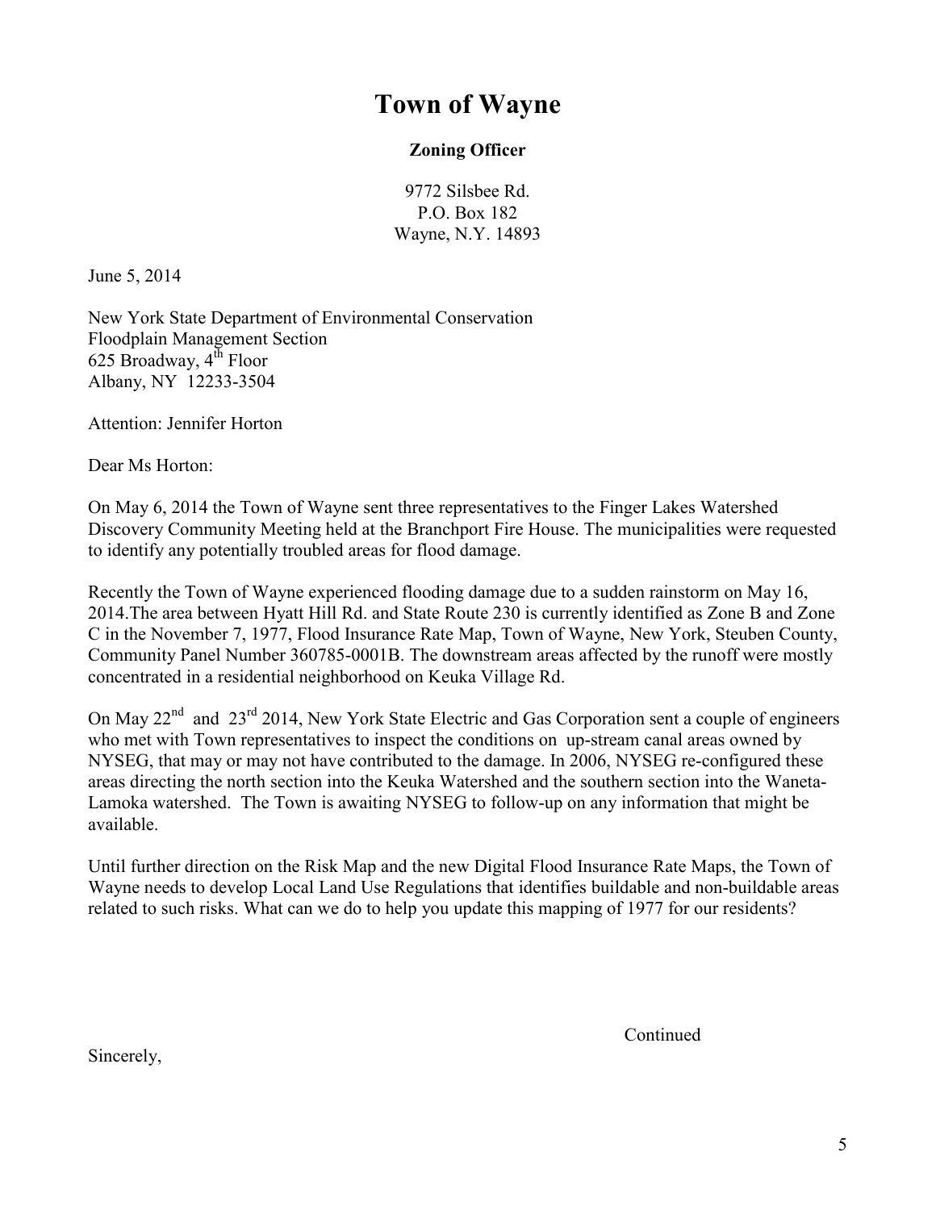# Town of Wayne

**Zoning Officer**

9772 Silsbee Rd.
P.O. Box 182
Wayne, N.Y. 14893

June 5, 2014

New York State Department of Environmental Conservation
Floodplain Management Section
625 Broadway, 4th Floor
Albany, NY 12233-3504

Attention: Jennifer Horton

Dear Ms Horton:

On May 6, 2014 the Town of Wayne sent three representatives to the Finger Lakes Watershed Discovery Community Meeting held at the Branchport Fire House. The municipalities were requested to identify any potentially troubled areas for flood damage.

Recently the Town of Wayne experienced flooding damage due to a sudden rainstorm on May 16, 2014.The area between Hyatt Hill Rd. and State Route 230 is currently identified as Zone B and Zone C in the November 7, 1977, Flood Insurance Rate Map, Town of Wayne, New York, Steuben County, Community Panel Number 360785-0001B. The downstream areas affected by the runoff were mostly concentrated in a residential neighborhood on Keuka Village Rd.

On May 22nd and 23rd 2014, New York State Electric and Gas Corporation sent a couple of engineers who met with Town representatives to inspect the conditions on up-stream canal areas owned by NYSEG, that may or may not have contributed to the damage. In 2006, NYSEG re-configured these areas directing the north section into the Keuka Watershed and the southern section into the Waneta-Lamoka watershed. The Town is awaiting NYSEG to follow-up on any information that might be available.

Until further direction on the Risk Map and the new Digital Flood Insurance Rate Maps, the Town of Wayne needs to develop Local Land Use Regulations that identifies buildable and non-buildable areas related to such risks. What can we do to help you update this mapping of 1977 for our residents?

Continued

Sincerely,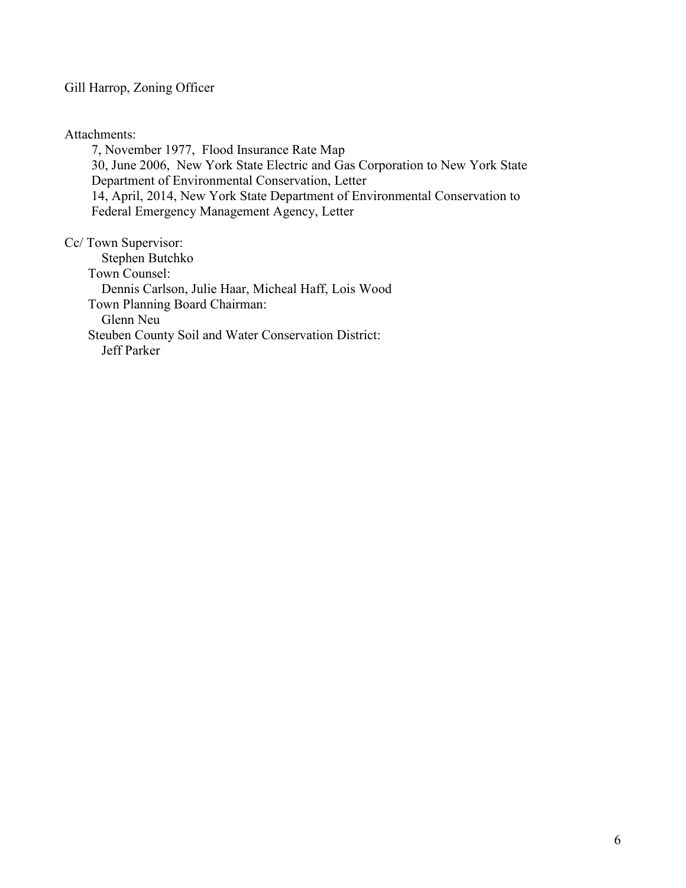Gill Harrop, Zoning Officer

Attachments:

7, November 1977, Flood Insurance Rate Map
30, June 2006, New York State Electric and Gas Corporation to New York State Department of Environmental Conservation, Letter
14, April, 2014, New York State Department of Environmental Conservation to Federal Emergency Management Agency, Letter

Cc/ Town Supervisor:
Stephen Butchko
Town Counsel:
Dennis Carlson, Julie Haar, Micheal Haff, Lois Wood
Town Planning Board Chairman:
Glenn Neu
Steuben County Soil and Water Conservation District:
Jeff Parker